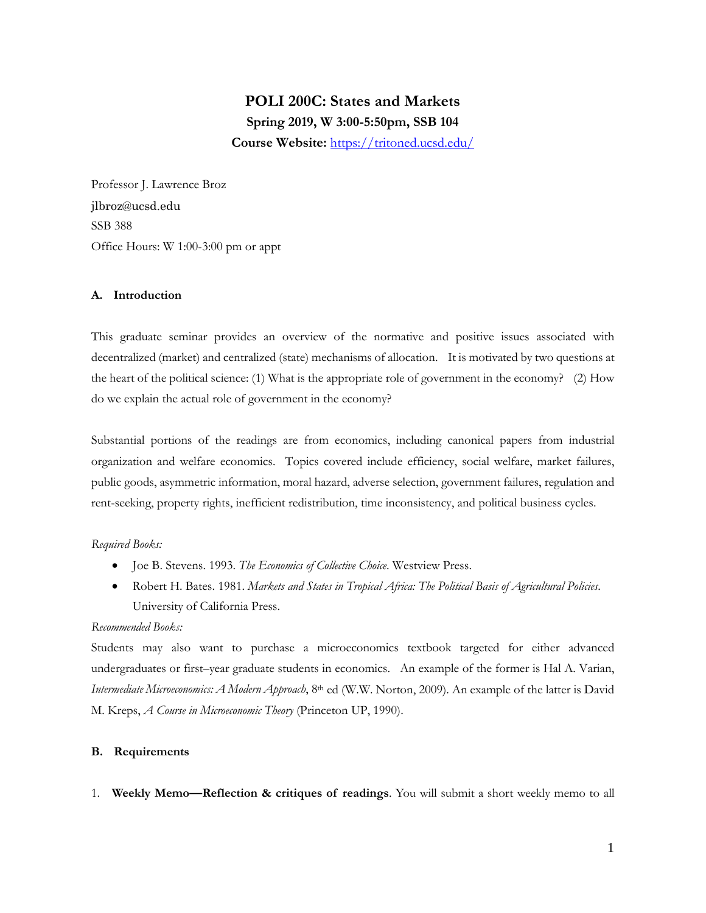# POLI 200C: States and Markets

**Spring 2019, W 3:00-5:50pm, SSB 104**

**Course Website:** https://tritoned.ucsd.edu/

Professor J. Lawrence Broz
jlbroz@ucsd.edu
SSB 388
Office Hours: W 1:00-3:00 pm or appt

## A. Introduction

This graduate seminar provides an overview of the normative and positive issues associated with decentralized (market) and centralized (state) mechanisms of allocation. It is motivated by two questions at the heart of the political science: (1) What is the appropriate role of government in the economy? (2) How do we explain the actual role of government in the economy?

Substantial portions of the readings are from economics, including canonical papers from industrial organization and welfare economics. Topics covered include efficiency, social welfare, market failures, public goods, asymmetric information, moral hazard, adverse selection, government failures, regulation and rent-seeking, property rights, inefficient redistribution, time inconsistency, and political business cycles.

*Required Books:*

- Joe B. Stevens. 1993. *The Economics of Collective Choice*. Westview Press.
- Robert H. Bates. 1981. *Markets and States in Tropical Africa: The Political Basis of Agricultural Policies*. University of California Press.

*Recommended Books:*

Students may also want to purchase a microeconomics textbook targeted for either advanced undergraduates or first–year graduate students in economics. An example of the former is Hal A. Varian, *Intermediate Microeconomics: A Modern Approach*, 8th ed (W.W. Norton, 2009). An example of the latter is David M. Kreps, *A Course in Microeconomic Theory* (Princeton UP, 1990).

## B. Requirements

1. **Weekly Memo—Reflection & critiques of readings**. You will submit a short weekly memo to all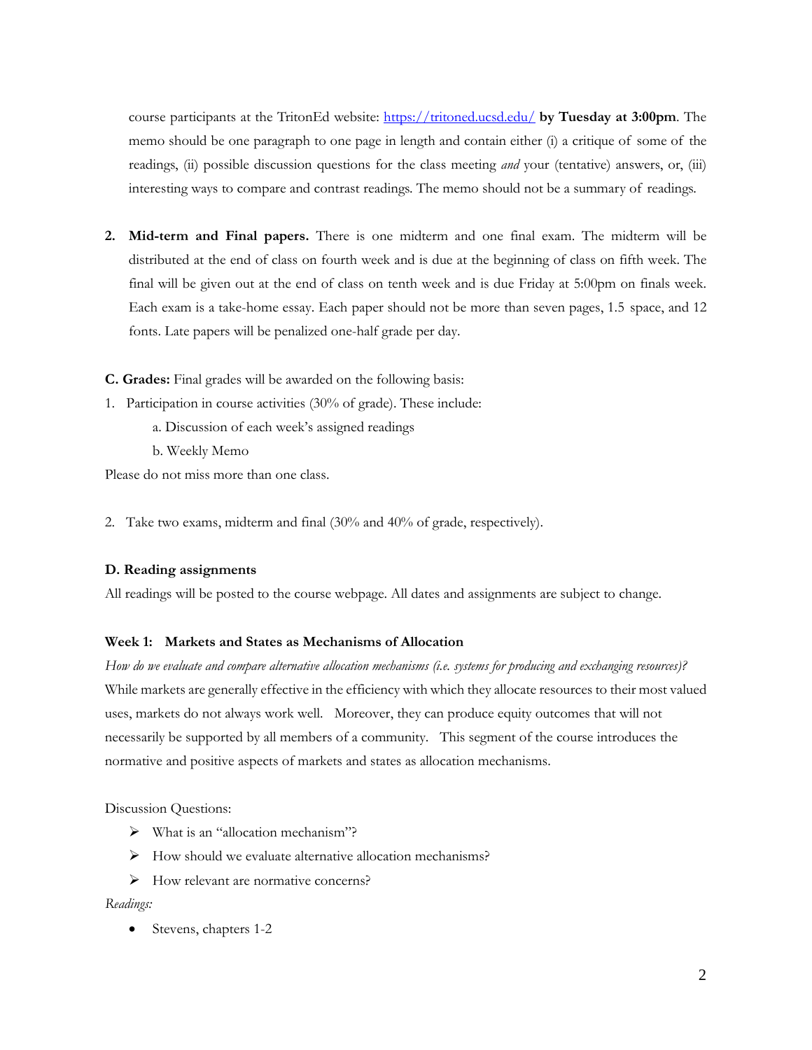course participants at the TritonEd website: [https://tritoned.ucsd.edu/](https://tritoned.ucsd.edu/) **by Tuesday at 3:00pm**. The memo should be one paragraph to one page in length and contain either (i) a critique of some of the readings, (ii) possible discussion questions for the class meeting *and* your (tentative) answers, or, (iii) interesting ways to compare and contrast readings. The memo should not be a summary of readings.

2. **Mid-term and Final papers.** There is one midterm and one final exam. The midterm will be distributed at the end of class on fourth week and is due at the beginning of class on fifth week. The final will be given out at the end of class on tenth week and is due Friday at 5:00pm on finals week. Each exam is a take-home essay. Each paper should not be more than seven pages, 1.5 space, and 12 fonts. Late papers will be penalized one-half grade per day.

**C. Grades:** Final grades will be awarded on the following basis:

1. Participation in course activities (30% of grade). These include:
   a. Discussion of each week's assigned readings
   b. Weekly Memo

Please do not miss more than one class.

2. Take two exams, midterm and final (30% and 40% of grade, respectively).

### D. Reading assignments

All readings will be posted to the course webpage. All dates and assignments are subject to change.

#### Week 1: Markets and States as Mechanisms of Allocation

*How do we evaluate and compare alternative allocation mechanisms (i.e. systems for producing and exchanging resources)?* While markets are generally effective in the efficiency with which they allocate resources to their most valued uses, markets do not always work well. Moreover, they can produce equity outcomes that will not necessarily be supported by all members of a community. This segment of the course introduces the normative and positive aspects of markets and states as allocation mechanisms.

Discussion Questions:

- What is an "allocation mechanism"?
- How should we evaluate alternative allocation mechanisms?
- How relevant are normative concerns?

*Readings:*

- Stevens, chapters 1-2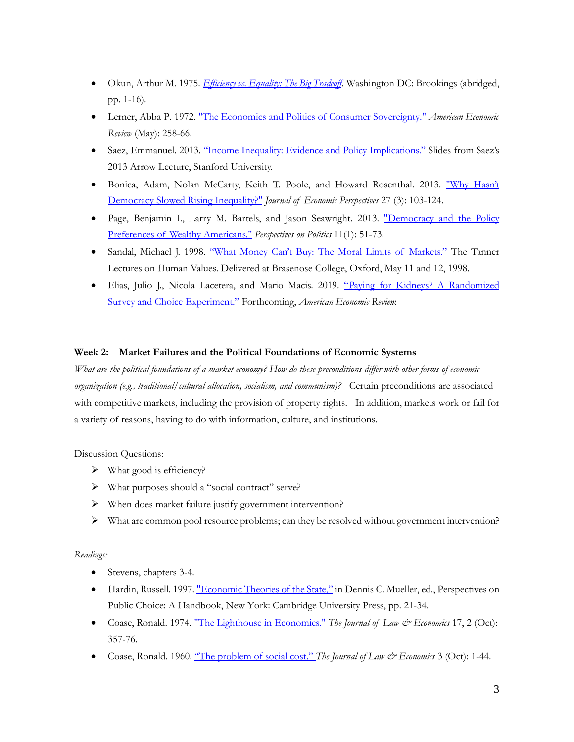- Okun, Arthur M. 1975. *Efficiency vs. Equality: The Big Tradeoff*. Washington DC: Brookings (abridged, pp. 1-16).
- Lerner, Abba P. 1972. "The Economics and Politics of Consumer Sovereignty." *American Economic Review* (May): 258-66.
- Saez, Emmanuel. 2013. "Income Inequality: Evidence and Policy Implications." Slides from Saez's 2013 Arrow Lecture, Stanford University.
- Bonica, Adam, Nolan McCarty, Keith T. Poole, and Howard Rosenthal. 2013. "Why Hasn't Democracy Slowed Rising Inequality?" *Journal of Economic Perspectives* 27 (3): 103-124.
- Page, Benjamin I., Larry M. Bartels, and Jason Seawright. 2013. "Democracy and the Policy Preferences of Wealthy Americans." *Perspectives on Politics* 11(1): 51-73.
- Sandal, Michael J. 1998. "What Money Can't Buy: The Moral Limits of Markets." The Tanner Lectures on Human Values. Delivered at Brasenose College, Oxford, May 11 and 12, 1998.
- Elias, Julio J., Nicola Lacetera, and Mario Macis. 2019. "Paying for Kidneys? A Randomized Survey and Choice Experiment." Forthcoming, *American Economic Review.*

**Week 2: Market Failures and the Political Foundations of Economic Systems**

*What are the political foundations of a market economy? How do these preconditions differ with other forms of economic organization (e.g., traditional/cultural allocation, socialism, and communism)?* Certain preconditions are associated with competitive markets, including the provision of property rights. In addition, markets work or fail for a variety of reasons, having to do with information, culture, and institutions.

Discussion Questions:

- What good is efficiency?
- What purposes should a "social contract" serve?
- When does market failure justify government intervention?
- What are common pool resource problems; can they be resolved without government intervention?

*Readings:*

- Stevens, chapters 3-4.
- Hardin, Russell. 1997. "Economic Theories of the State," in Dennis C. Mueller, ed., Perspectives on Public Choice: A Handbook, New York: Cambridge University Press, pp. 21-34.
- Coase, Ronald. 1974. "The Lighthouse in Economics." *The Journal of Law & Economics* 17, 2 (Oct): 357-76.
- Coase, Ronald. 1960. "The problem of social cost." *The Journal of Law & Economics* 3 (Oct): 1-44.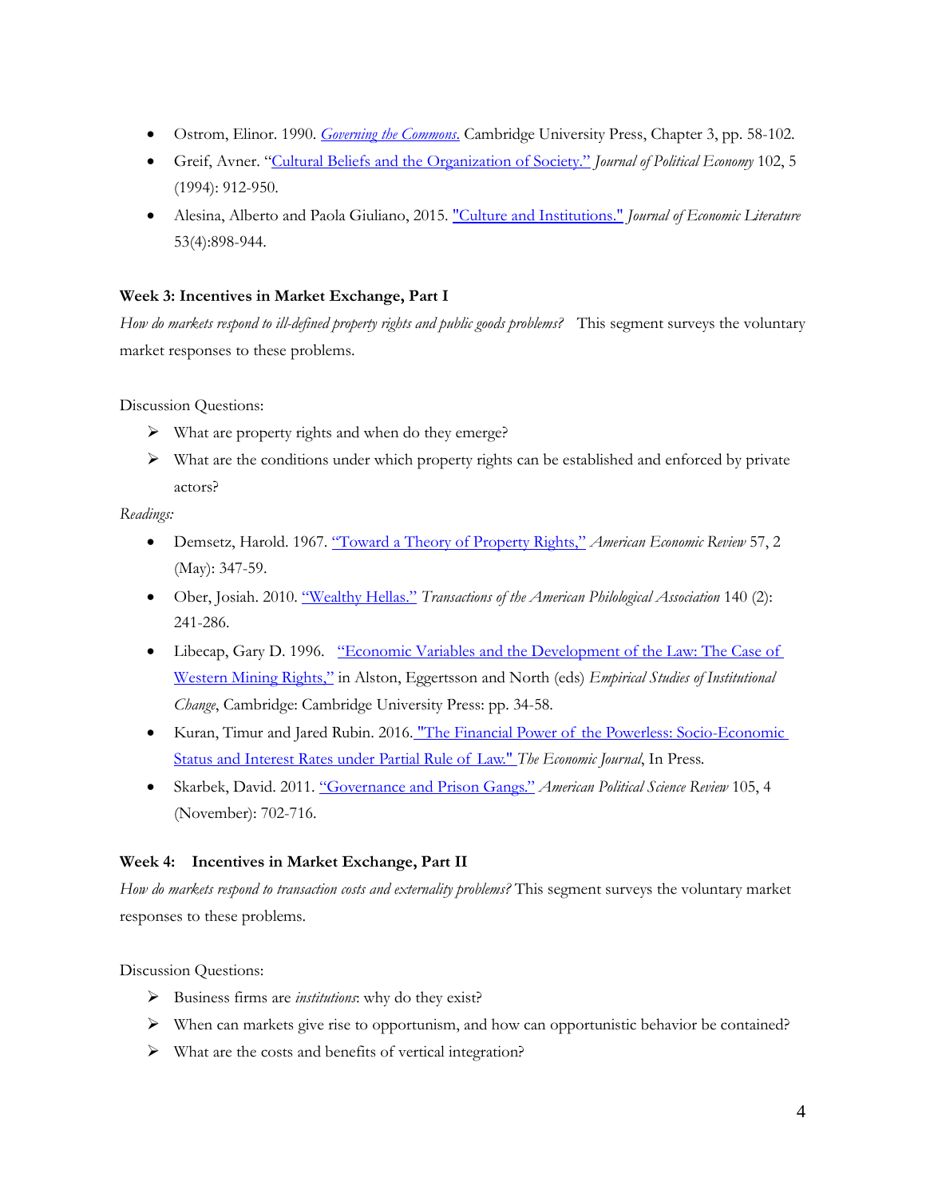- Ostrom, Elinor. 1990. *[Governing the Commons](#).* Cambridge University Press, Chapter 3, pp. 58-102.
- Greif, Avner. "[Cultural Beliefs and the Organization of Society.](#)" *Journal of Political Economy* 102, 5 (1994): 912-950.
- Alesina, Alberto and Paola Giuliano, 2015. ["Culture and Institutions."](#) *Journal of Economic Literature* 53(4):898-944.

**Week 3: Incentives in Market Exchange, Part I**

*How do markets respond to ill-defined property rights and public goods problems?* This segment surveys the voluntary market responses to these problems.

Discussion Questions:

- What are property rights and when do they emerge?
- What are the conditions under which property rights can be established and enforced by private actors?

*Readings:*

- Demsetz, Harold. 1967. ["Toward a Theory of Property Rights,"](#) *American Economic Review* 57, 2 (May): 347-59.
- Ober, Josiah. 2010. ["Wealthy Hellas."](#) *Transactions of the American Philological Association* 140 (2): 241-286.
- Libecap, Gary D. 1996. ["Economic Variables and the Development of the Law: The Case of Western Mining Rights,"](#) in Alston, Eggertsson and North (eds) *Empirical Studies of Institutional Change*, Cambridge: Cambridge University Press: pp. 34-58.
- Kuran, Timur and Jared Rubin. 2016. ["The Financial Power of the Powerless: Socio-Economic Status and Interest Rates under Partial Rule of Law."](#) *The Economic Journal*, In Press.
- Skarbek, David. 2011. ["Governance and Prison Gangs."](#) *American Political Science Review* 105, 4 (November): 702-716.

**Week 4: Incentives in Market Exchange, Part II**

*How do markets respond to transaction costs and externality problems?* This segment surveys the voluntary market responses to these problems.

Discussion Questions:

- Business firms are *institutions*: why do they exist?
- When can markets give rise to opportunism, and how can opportunistic behavior be contained?
- What are the costs and benefits of vertical integration?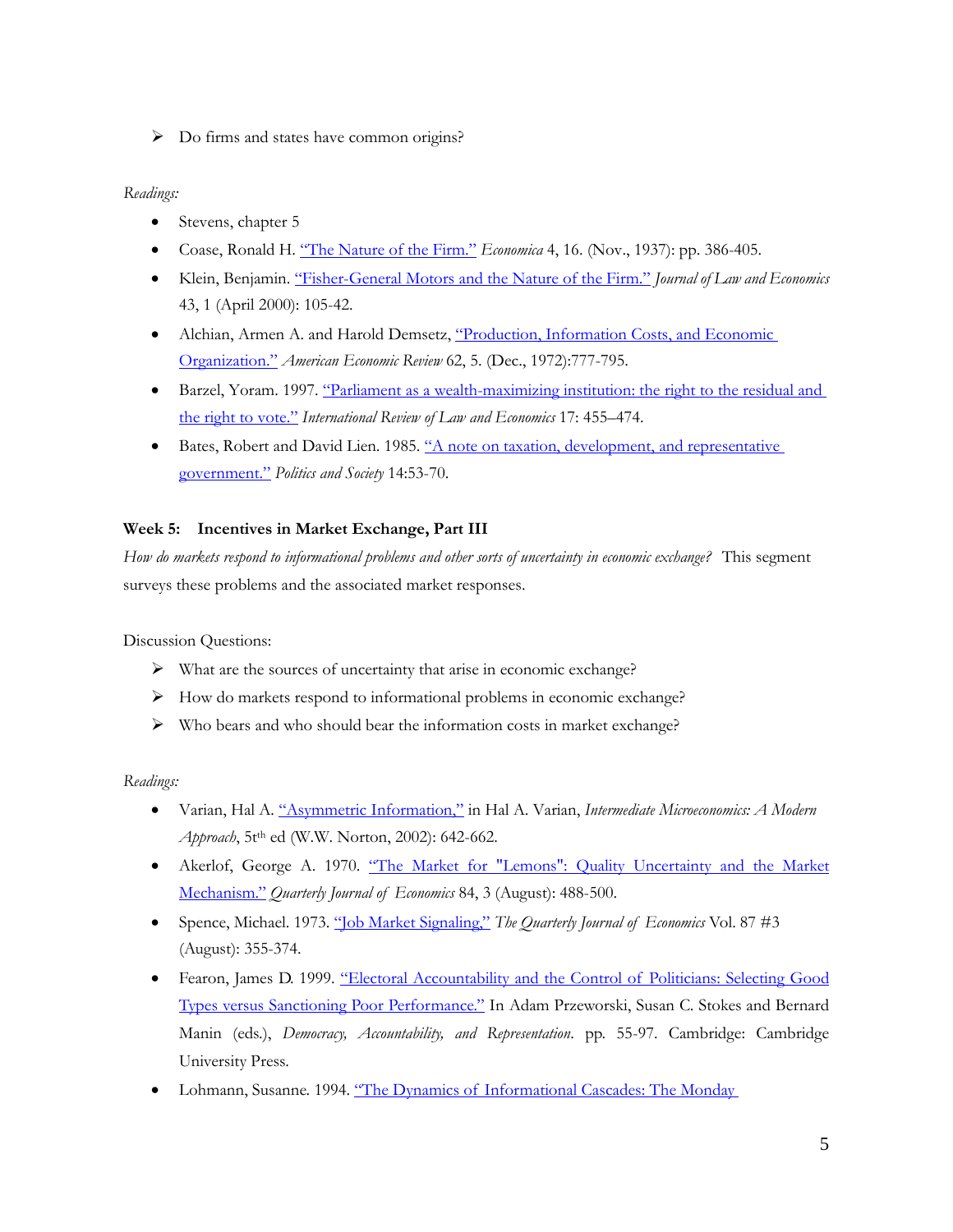- Do firms and states have common origins?

*Readings:*

- Stevens, chapter 5
- Coase, Ronald H. "The Nature of the Firm." *Economica* 4, 16. (Nov., 1937): pp. 386-405.
- Klein, Benjamin. "Fisher-General Motors and the Nature of the Firm." *Journal of Law and Economics* 43, 1 (April 2000): 105-42.
- Alchian, Armen A. and Harold Demsetz, "Production, Information Costs, and Economic Organization." *American Economic Review* 62, 5. (Dec., 1972):777-795.
- Barzel, Yoram. 1997. "Parliament as a wealth-maximizing institution: the right to the residual and the right to vote." *International Review of Law and Economics* 17: 455–474.
- Bates, Robert and David Lien. 1985. "A note on taxation, development, and representative government." *Politics and Society* 14:53-70.

**Week 5: Incentives in Market Exchange, Part III**

*How do markets respond to informational problems and other sorts of uncertainty in economic exchange?* This segment surveys these problems and the associated market responses.

Discussion Questions:

- What are the sources of uncertainty that arise in economic exchange?
- How do markets respond to informational problems in economic exchange?
- Who bears and who should bear the information costs in market exchange?

*Readings:*

- Varian, Hal A. "Asymmetric Information," in Hal A. Varian, *Intermediate Microeconomics: A Modern Approach*, 5tth ed (W.W. Norton, 2002): 642-662.
- Akerlof, George A. 1970. "The Market for "Lemons": Quality Uncertainty and the Market Mechanism." *Quarterly Journal of Economics* 84, 3 (August): 488-500.
- Spence, Michael. 1973. "Job Market Signaling," *The Quarterly Journal of Economics* Vol. 87 #3 (August): 355-374.
- Fearon, James D. 1999. "Electoral Accountability and the Control of Politicians: Selecting Good Types versus Sanctioning Poor Performance." In Adam Przeworski, Susan C. Stokes and Bernard Manin (eds.), *Democracy, Accountability, and Representation*. pp. 55-97. Cambridge: Cambridge University Press.
- Lohmann, Susanne. 1994. "The Dynamics of Informational Cascades: The Monday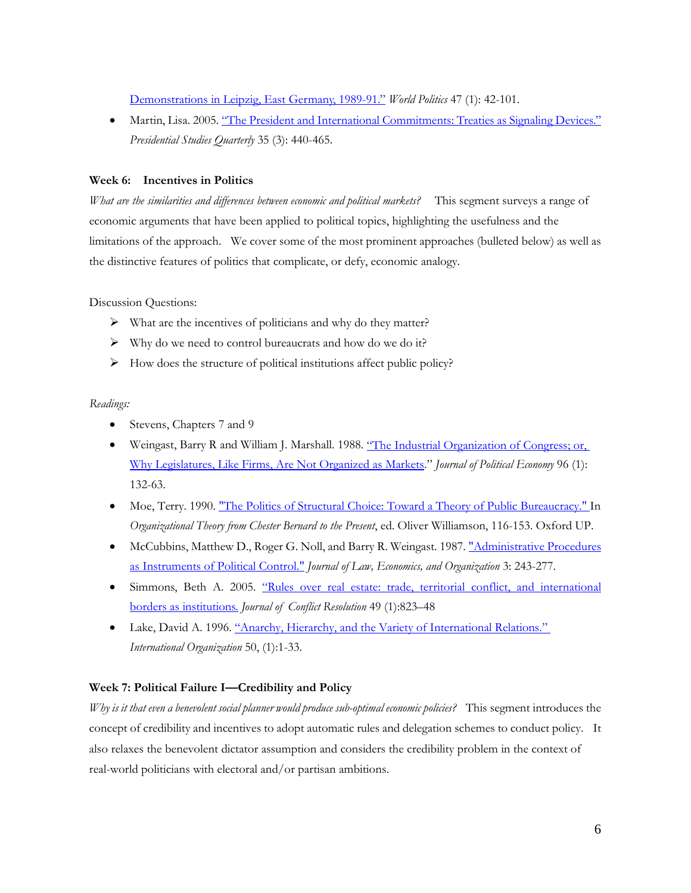[Demonstrations in Leipzig, East Germany, 1989-91."](#) *World Politics* 47 (1): 42-101.

- Martin, Lisa. 2005. ["The President and International Commitments: Treaties as Signaling Devices."](#) *Presidential Studies Quarterly* 35 (3): 440-465.

**Week 6: Incentives in Politics**

*What are the similarities and differences between economic and political markets?* This segment surveys a range of economic arguments that have been applied to political topics, highlighting the usefulness and the limitations of the approach. We cover some of the most prominent approaches (bulleted below) as well as the distinctive features of politics that complicate, or defy, economic analogy.

Discussion Questions:

- What are the incentives of politicians and why do they matter?
- Why do we need to control bureaucrats and how do we do it?
- How does the structure of political institutions affect public policy?

*Readings:*

- Stevens, Chapters 7 and 9
- Weingast, Barry R and William J. Marshall. 1988. ["The Industrial Organization of Congress; or, Why Legislatures, Like Firms, Are Not Organized as Markets](#)." *Journal of Political Economy* 96 (1): 132-63.
- Moe, Terry. 1990. ["The Politics of Structural Choice: Toward a Theory of Public Bureaucracy."](#) In *Organizational Theory from Chester Bernard to the Present*, ed. Oliver Williamson, 116-153. Oxford UP.
- McCubbins, Matthew D., Roger G. Noll, and Barry R. Weingast. 1987. ["Administrative Procedures as Instruments of Political Control."](#) *Journal of Law, Economics, and Organization* 3: 243-277.
- Simmons, Beth A. 2005. ["Rules over real estate: trade, territorial conflict, and international borders as institutions.](#) *Journal of Conflict Resolution* 49 (1):823–48
- Lake, David A. 1996. ["Anarchy, Hierarchy, and the Variety of International Relations."](#) *International Organization* 50, (1):1-33.

**Week 7: Political Failure I—Credibility and Policy**

*Why is it that even a benevolent social planner would produce sub-optimal economic policies?* This segment introduces the concept of credibility and incentives to adopt automatic rules and delegation schemes to conduct policy. It also relaxes the benevolent dictator assumption and considers the credibility problem in the context of real-world politicians with electoral and/or partisan ambitions.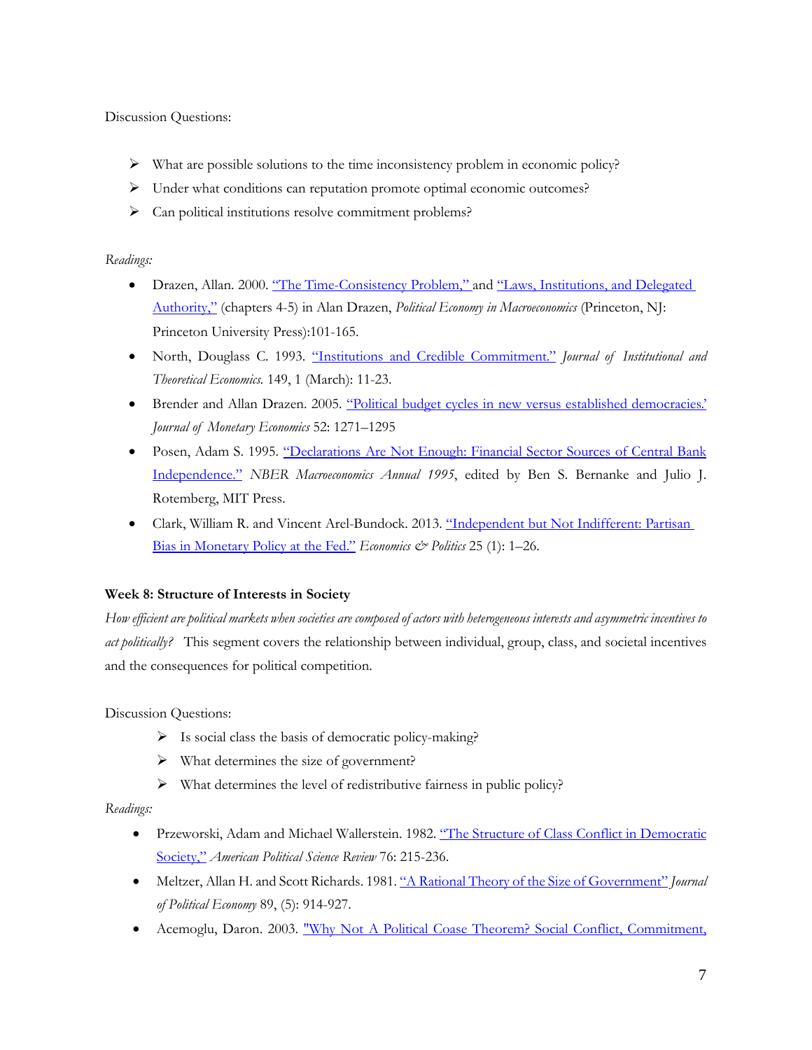Discussion Questions:

- What are possible solutions to the time inconsistency problem in economic policy?
- Under what conditions can reputation promote optimal economic outcomes?
- Can political institutions resolve commitment problems?

*Readings:*

- Drazen, Allan. 2000. "The Time-Consistency Problem," and "Laws, Institutions, and Delegated Authority," (chapters 4-5) in Alan Drazen, *Political Economy in Macroeconomics* (Princeton, NJ: Princeton University Press):101-165.
- North, Douglass C. 1993. "Institutions and Credible Commitment." *Journal of Institutional and Theoretical Economics.* 149, 1 (March): 11-23.
- Brender and Allan Drazen. 2005. "Political budget cycles in new versus established democracies.' *Journal of Monetary Economics* 52: 1271–1295
- Posen, Adam S. 1995. "Declarations Are Not Enough: Financial Sector Sources of Central Bank Independence." *NBER Macroeconomics Annual 1995*, edited by Ben S. Bernanke and Julio J. Rotemberg, MIT Press.
- Clark, William R. and Vincent Arel-Bundock. 2013. "Independent but Not Indifferent: Partisan Bias in Monetary Policy at the Fed." *Economics & Politics* 25 (1): 1–26.

**Week 8: Structure of Interests in Society**

*How efficient are political markets when societies are composed of actors with heterogeneous interests and asymmetric incentives to act politically?* This segment covers the relationship between individual, group, class, and societal incentives and the consequences for political competition.

Discussion Questions:

- Is social class the basis of democratic policy-making?
- What determines the size of government?
- What determines the level of redistributive fairness in public policy?

*Readings:*

- Przeworski, Adam and Michael Wallerstein. 1982. "The Structure of Class Conflict in Democratic Society," *American Political Science Review* 76: 215-236.
- Meltzer, Allan H. and Scott Richards. 1981. "A Rational Theory of the Size of Government" *Journal of Political Economy* 89, (5): 914-927.
- Acemoglu, Daron. 2003. "Why Not A Political Coase Theorem? Social Conflict, Commitment,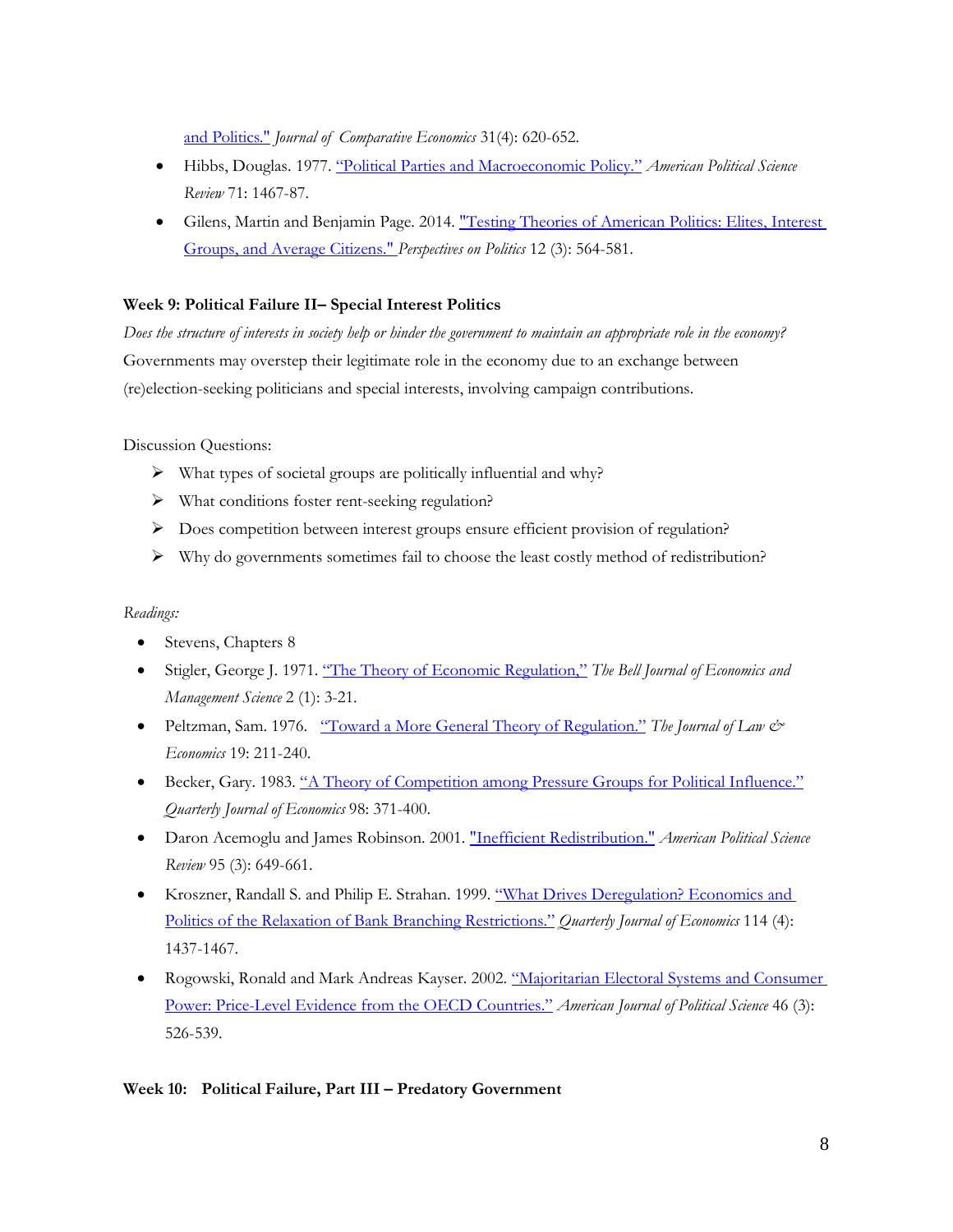[and Politics."](#) *Journal of Comparative Economics* 31(4): 620-652.

- Hibbs, Douglas. 1977. ["Political Parties and Macroeconomic Policy."](#) *American Political Science Review* 71: 1467-87.
- Gilens, Martin and Benjamin Page. 2014. ["Testing Theories of American Politics: Elites, Interest Groups, and Average Citizens."](#) *Perspectives on Politics* 12 (3): 564-581.

**Week 9: Political Failure II– Special Interest Politics**

*Does the structure of interests in society help or hinder the government to maintain an appropriate role in the economy?*

Governments may overstep their legitimate role in the economy due to an exchange between (re)election-seeking politicians and special interests, involving campaign contributions.

Discussion Questions:

- What types of societal groups are politically influential and why?
- What conditions foster rent-seeking regulation?
- Does competition between interest groups ensure efficient provision of regulation?
- Why do governments sometimes fail to choose the least costly method of redistribution?

*Readings:*

- Stevens, Chapters 8
- Stigler, George J. 1971. ["The Theory of Economic Regulation,"](#) *The Bell Journal of Economics and Management Science* 2 (1): 3-21.
- Peltzman, Sam. 1976. ["Toward a More General Theory of Regulation."](#) *The Journal of Law & Economics* 19: 211-240.
- Becker, Gary. 1983. ["A Theory of Competition among Pressure Groups for Political Influence."](#) *Quarterly Journal of Economics* 98: 371-400.
- Daron Acemoglu and James Robinson. 2001. ["Inefficient Redistribution."](#) *American Political Science Review* 95 (3): 649-661.
- Kroszner, Randall S. and Philip E. Strahan. 1999. ["What Drives Deregulation? Economics and Politics of the Relaxation of Bank Branching Restrictions."](#) *Quarterly Journal of Economics* 114 (4): 1437-1467.
- Rogowski, Ronald and Mark Andreas Kayser. 2002. ["Majoritarian Electoral Systems and Consumer Power: Price-Level Evidence from the OECD Countries."](#) *American Journal of Political Science* 46 (3): 526-539.

**Week 10: Political Failure, Part III – Predatory Government**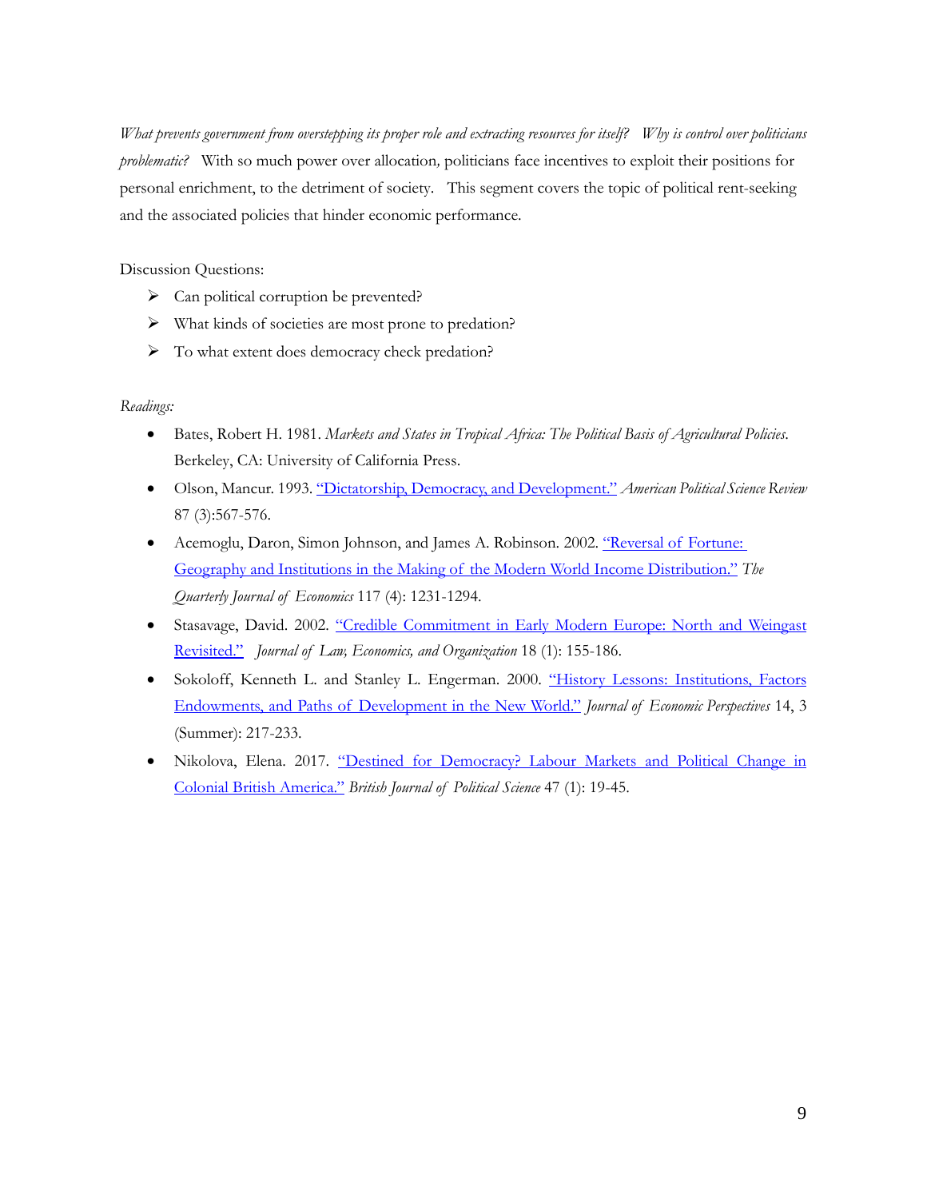*What prevents government from overstepping its proper role and extracting resources for itself? Why is control over politicians problematic?* With so much power over allocation, politicians face incentives to exploit their positions for personal enrichment, to the detriment of society. This segment covers the topic of political rent-seeking and the associated policies that hinder economic performance.

Discussion Questions:

- Can political corruption be prevented?
- What kinds of societies are most prone to predation?
- To what extent does democracy check predation?

*Readings:*

- Bates, Robert H. 1981. *Markets and States in Tropical Africa: The Political Basis of Agricultural Policies*. Berkeley, CA: University of California Press.
- Olson, Mancur. 1993. "Dictatorship, Democracy, and Development." *American Political Science Review* 87 (3):567-576.
- Acemoglu, Daron, Simon Johnson, and James A. Robinson. 2002. "Reversal of Fortune: Geography and Institutions in the Making of the Modern World Income Distribution." *The Quarterly Journal of Economics* 117 (4): 1231-1294.
- Stasavage, David. 2002. "Credible Commitment in Early Modern Europe: North and Weingast Revisited." *Journal of Law, Economics, and Organization* 18 (1): 155-186.
- Sokoloff, Kenneth L. and Stanley L. Engerman. 2000. "History Lessons: Institutions, Factors Endowments, and Paths of Development in the New World." *Journal of Economic Perspectives* 14, 3 (Summer): 217-233.
- Nikolova, Elena. 2017. "Destined for Democracy? Labour Markets and Political Change in Colonial British America." *British Journal of Political Science* 47 (1): 19-45.